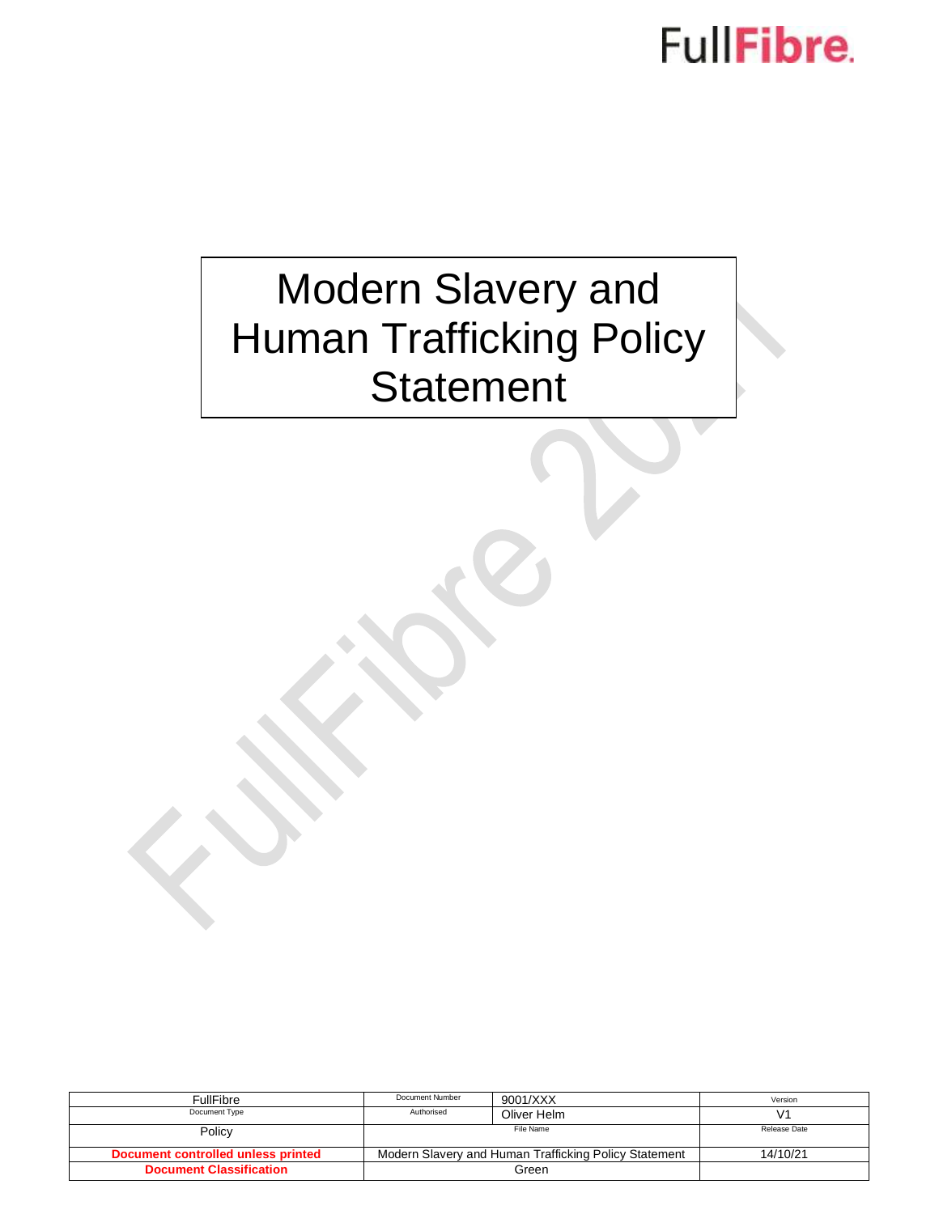FullFibre.

# Modern Slavery and Human Trafficking Policy Statement

| FullFibre | Document Number | 9001/XXX | Version |
|---|---|---|---|
| Document Type | Authorised | Oliver Helm | V1 |
| Policy | File Name | | Release Date |
| **Document controlled unless printed** | Modern Slavery and Human Trafficking Policy Statement | | 14/10/21 |
| **Document Classification** | Green | | |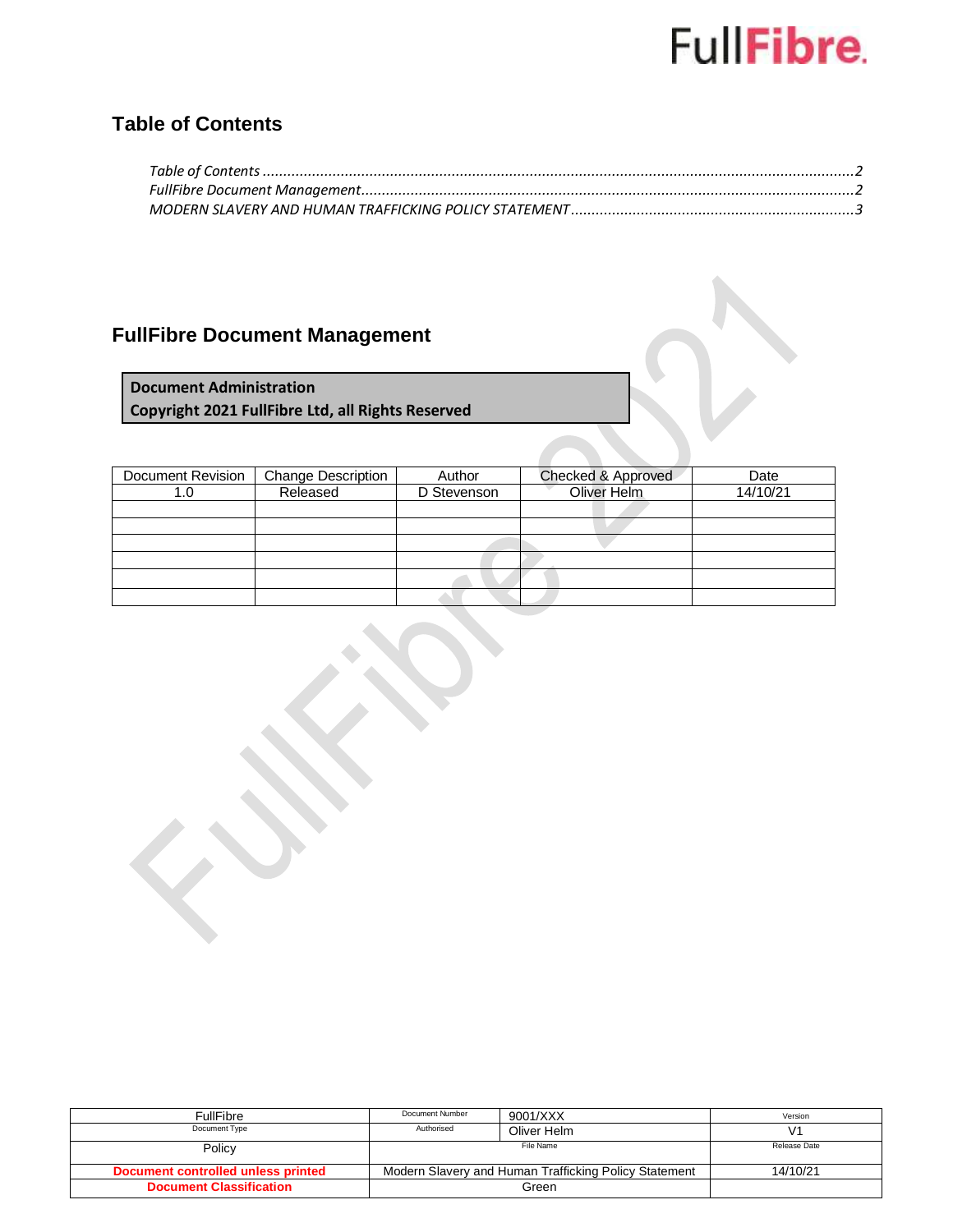## Table of Contents

*Table of Contents ........................................................................................................................................2*
*FullFibre Document Management..................................................................................................................2*
*MODERN SLAVERY AND HUMAN TRAFFICKING POLICY STATEMENT.....................................................................3*

## FullFibre Document Management

| **Document Administration** |
|---|
| **Copyright 2021 FullFibre Ltd, all Rights Reserved** |

| Document Revision | Change Description | Author | Checked & Approved | Date |
|---|---|---|---|---|
| 1.0 | Released | D Stevenson | Oliver Helm | 14/10/21 |
| | | | | |
| | | | | |
| | | | | |
| | | | | |
| | | | | |
| | | | | |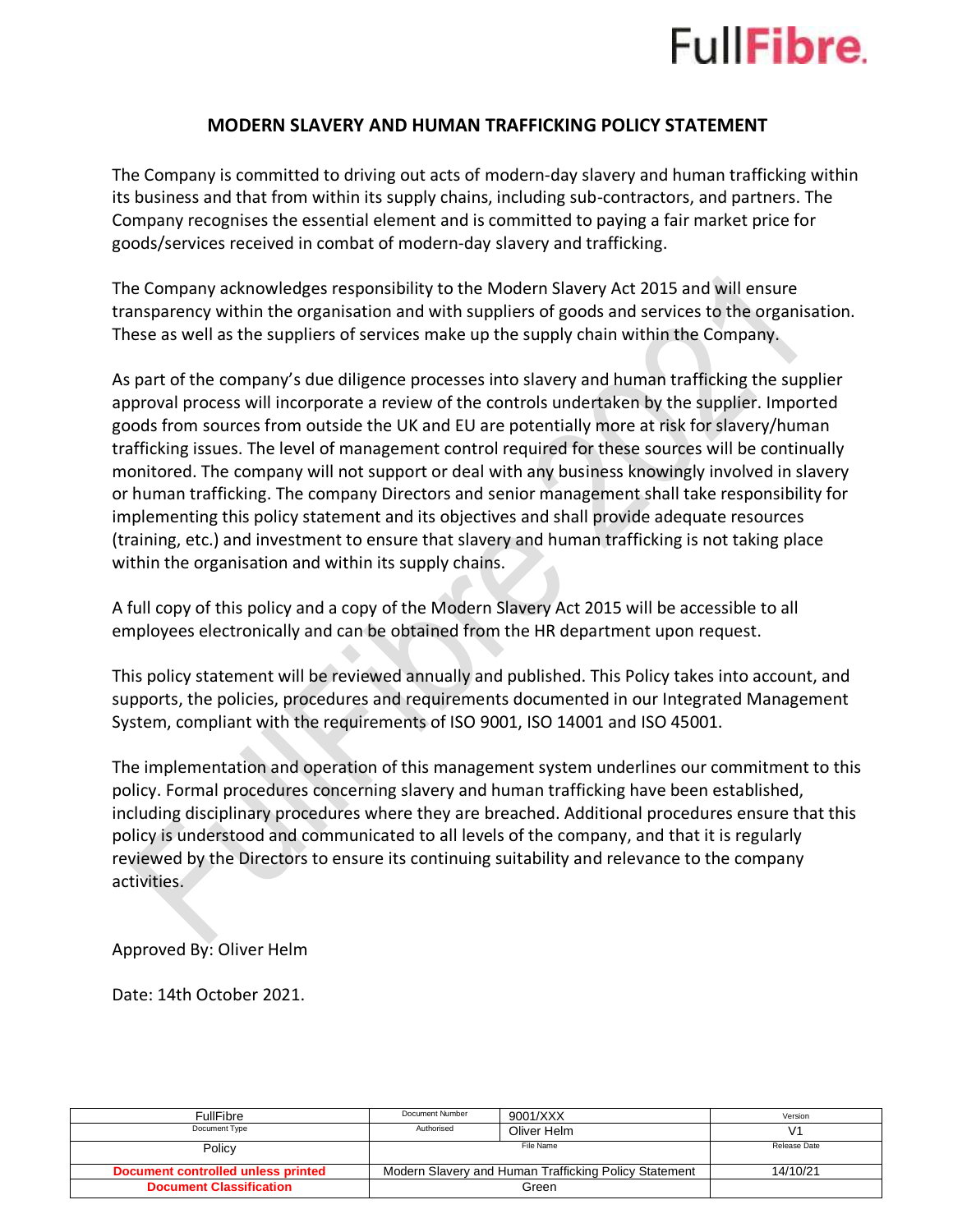# MODERN SLAVERY AND HUMAN TRAFFICKING POLICY STATEMENT

The Company is committed to driving out acts of modern-day slavery and human trafficking within its business and that from within its supply chains, including sub-contractors, and partners. The Company recognises the essential element and is committed to paying a fair market price for goods/services received in combat of modern-day slavery and trafficking.

The Company acknowledges responsibility to the Modern Slavery Act 2015 and will ensure transparency within the organisation and with suppliers of goods and services to the organisation. These as well as the suppliers of services make up the supply chain within the Company.

As part of the company's due diligence processes into slavery and human trafficking the supplier approval process will incorporate a review of the controls undertaken by the supplier. Imported goods from sources from outside the UK and EU are potentially more at risk for slavery/human trafficking issues. The level of management control required for these sources will be continually monitored. The company will not support or deal with any business knowingly involved in slavery or human trafficking. The company Directors and senior management shall take responsibility for implementing this policy statement and its objectives and shall provide adequate resources (training, etc.) and investment to ensure that slavery and human trafficking is not taking place within the organisation and within its supply chains.

A full copy of this policy and a copy of the Modern Slavery Act 2015 will be accessible to all employees electronically and can be obtained from the HR department upon request.

This policy statement will be reviewed annually and published. This Policy takes into account, and supports, the policies, procedures and requirements documented in our Integrated Management System, compliant with the requirements of ISO 9001, ISO 14001 and ISO 45001.

The implementation and operation of this management system underlines our commitment to this policy. Formal procedures concerning slavery and human trafficking have been established, including disciplinary procedures where they are breached. Additional procedures ensure that this policy is understood and communicated to all levels of the company, and that it is regularly reviewed by the Directors to ensure its continuing suitability and relevance to the company activities.

Approved By: Oliver Helm

Date: 14th October 2021.

| | | | |
|---|---|---|---|
| FullFibre | Document Number | 9001/XXX | Version |
| Document Type | Authorised | Oliver Helm | V1 |
| Policy | File Name | | Release Date |
| **Document controlled unless printed** | Modern Slavery and Human Trafficking Policy Statement | | 14/10/21 |
| **Document Classification** | Green | | |